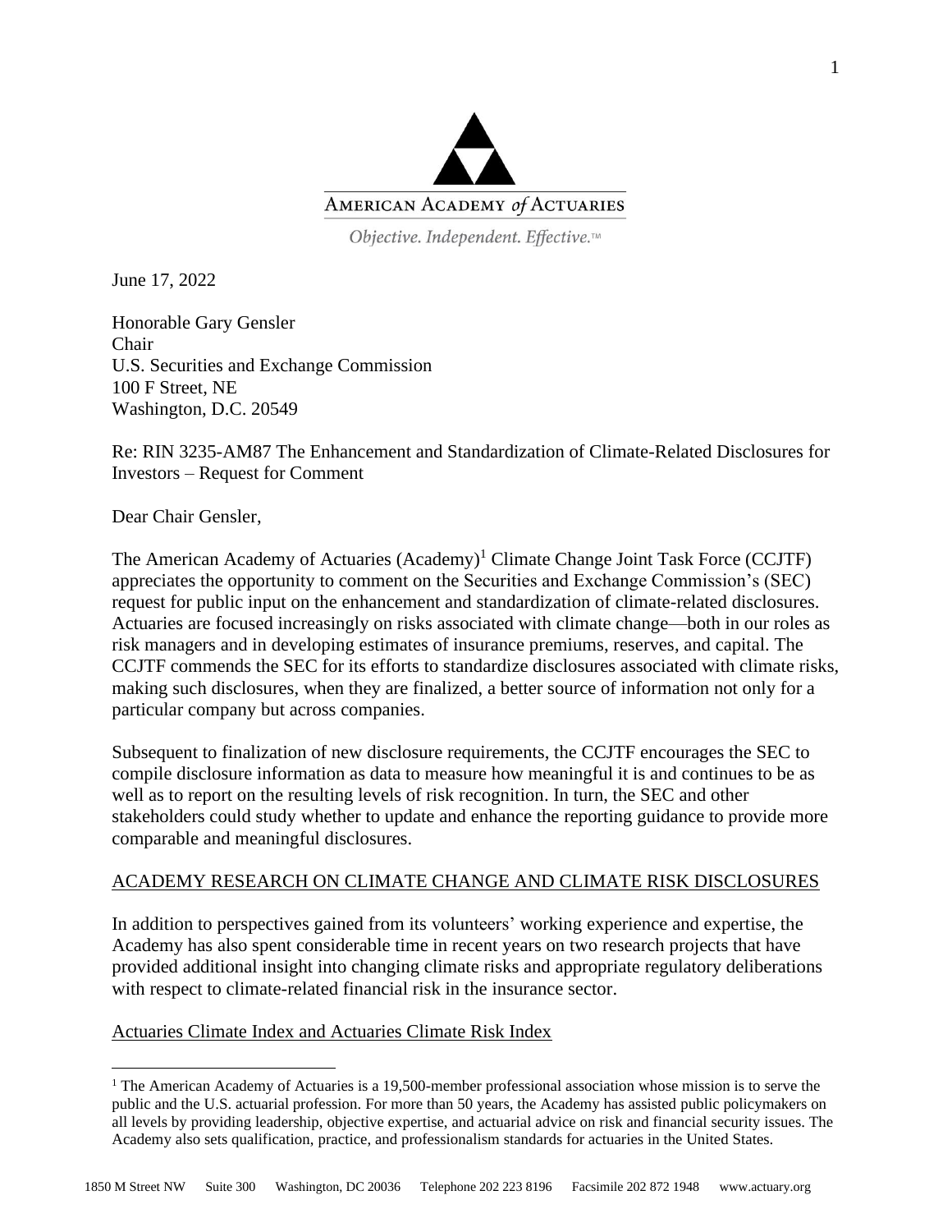AMERICAN ACADEMY *of* ACTUARIES

*Objective. Independent. Effective.*™

June 17, 2022

Honorable Gary Gensler
Chair
U.S. Securities and Exchange Commission
100 F Street, NE
Washington, D.C. 20549

Re: RIN 3235-AM87 The Enhancement and Standardization of Climate-Related Disclosures for Investors – Request for Comment

Dear Chair Gensler,

The American Academy of Actuaries (Academy)[1] Climate Change Joint Task Force (CCJTF) appreciates the opportunity to comment on the Securities and Exchange Commission's (SEC) request for public input on the enhancement and standardization of climate-related disclosures. Actuaries are focused increasingly on risks associated with climate change—both in our roles as risk managers and in developing estimates of insurance premiums, reserves, and capital. The CCJTF commends the SEC for its efforts to standardize disclosures associated with climate risks, making such disclosures, when they are finalized, a better source of information not only for a particular company but across companies.

Subsequent to finalization of new disclosure requirements, the CCJTF encourages the SEC to compile disclosure information as data to measure how meaningful it is and continues to be as well as to report on the resulting levels of risk recognition. In turn, the SEC and other stakeholders could study whether to update and enhance the reporting guidance to provide more comparable and meaningful disclosures.

## ACADEMY RESEARCH ON CLIMATE CHANGE AND CLIMATE RISK DISCLOSURES

In addition to perspectives gained from its volunteers' working experience and expertise, the Academy has also spent considerable time in recent years on two research projects that have provided additional insight into changing climate risks and appropriate regulatory deliberations with respect to climate-related financial risk in the insurance sector.

### Actuaries Climate Index and Actuaries Climate Risk Index

[1] The American Academy of Actuaries is a 19,500-member professional association whose mission is to serve the public and the U.S. actuarial profession. For more than 50 years, the Academy has assisted public policymakers on all levels by providing leadership, objective expertise, and actuarial advice on risk and financial security issues. The Academy also sets qualification, practice, and professionalism standards for actuaries in the United States.

1850 M Street NW Suite 300 Washington, DC 20036 Telephone 202 223 8196 Facsimile 202 872 1948 www.actuary.org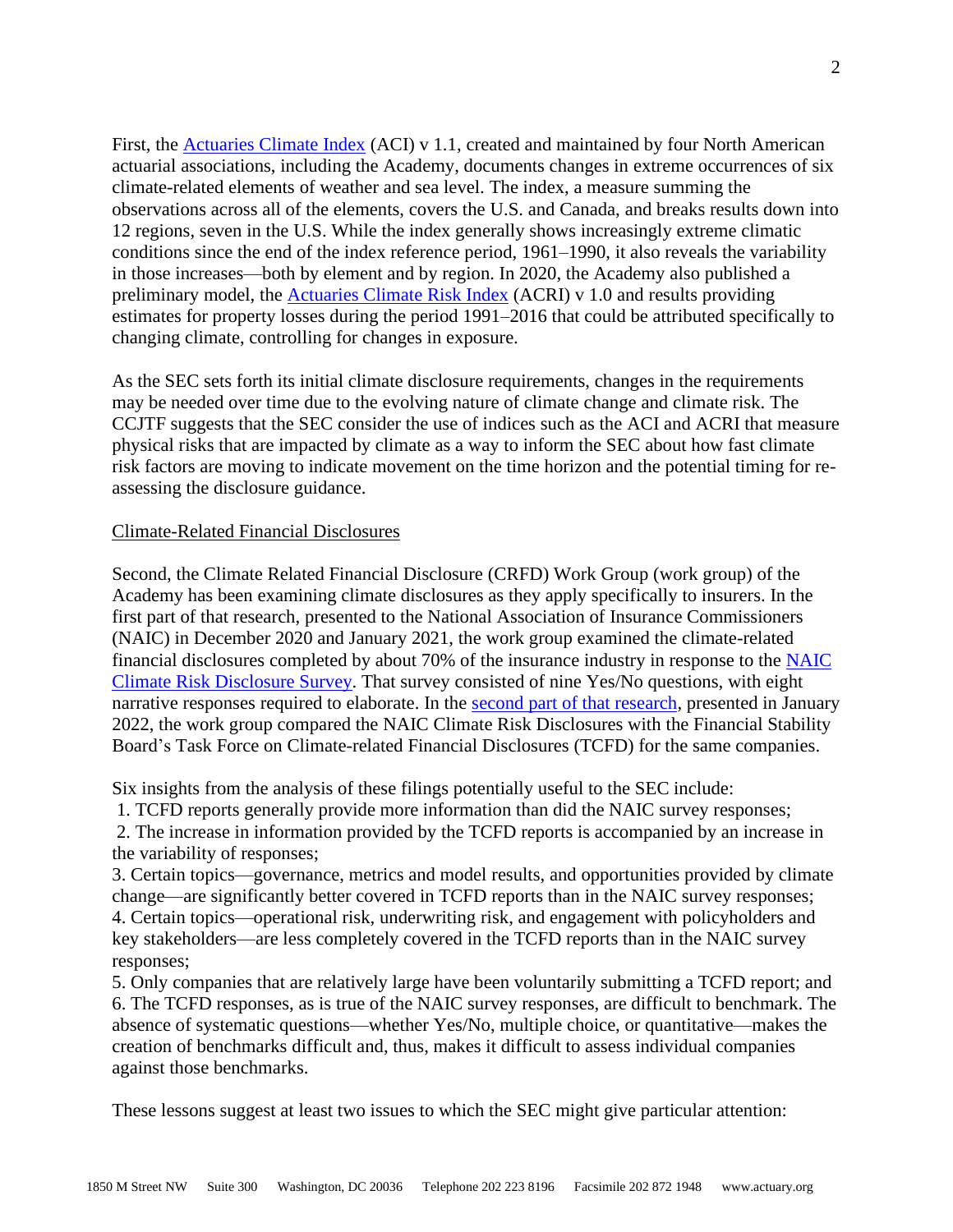First, the [Actuaries Climate Index](#) (ACI) v 1.1, created and maintained by four North American actuarial associations, including the Academy, documents changes in extreme occurrences of six climate-related elements of weather and sea level. The index, a measure summing the observations across all of the elements, covers the U.S. and Canada, and breaks results down into 12 regions, seven in the U.S. While the index generally shows increasingly extreme climatic conditions since the end of the index reference period, 1961–1990, it also reveals the variability in those increases—both by element and by region. In 2020, the Academy also published a preliminary model, the [Actuaries Climate Risk Index](#) (ACRI) v 1.0 and results providing estimates for property losses during the period 1991–2016 that could be attributed specifically to changing climate, controlling for changes in exposure.

As the SEC sets forth its initial climate disclosure requirements, changes in the requirements may be needed over time due to the evolving nature of climate change and climate risk. The CCJTF suggests that the SEC consider the use of indices such as the ACI and ACRI that measure physical risks that are impacted by climate as a way to inform the SEC about how fast climate risk factors are moving to indicate movement on the time horizon and the potential timing for re-assessing the disclosure guidance.

## Climate-Related Financial Disclosures

Second, the Climate Related Financial Disclosure (CRFD) Work Group (work group) of the Academy has been examining climate disclosures as they apply specifically to insurers. In the first part of that research, presented to the National Association of Insurance Commissioners (NAIC) in December 2020 and January 2021, the work group examined the climate-related financial disclosures completed by about 70% of the insurance industry in response to the [NAIC Climate Risk Disclosure Survey](#). That survey consisted of nine Yes/No questions, with eight narrative responses required to elaborate. In the [second part of that research](#), presented in January 2022, the work group compared the NAIC Climate Risk Disclosures with the Financial Stability Board's Task Force on Climate-related Financial Disclosures (TCFD) for the same companies.

Six insights from the analysis of these filings potentially useful to the SEC include:

1. TCFD reports generally provide more information than did the NAIC survey responses;
2. The increase in information provided by the TCFD reports is accompanied by an increase in the variability of responses;
3. Certain topics—governance, metrics and model results, and opportunities provided by climate change—are significantly better covered in TCFD reports than in the NAIC survey responses;
4. Certain topics—operational risk, underwriting risk, and engagement with policyholders and key stakeholders—are less completely covered in the TCFD reports than in the NAIC survey responses;
5. Only companies that are relatively large have been voluntarily submitting a TCFD report; and
6. The TCFD responses, as is true of the NAIC survey responses, are difficult to benchmark. The absence of systematic questions—whether Yes/No, multiple choice, or quantitative—makes the creation of benchmarks difficult and, thus, makes it difficult to assess individual companies against those benchmarks.

These lessons suggest at least two issues to which the SEC might give particular attention: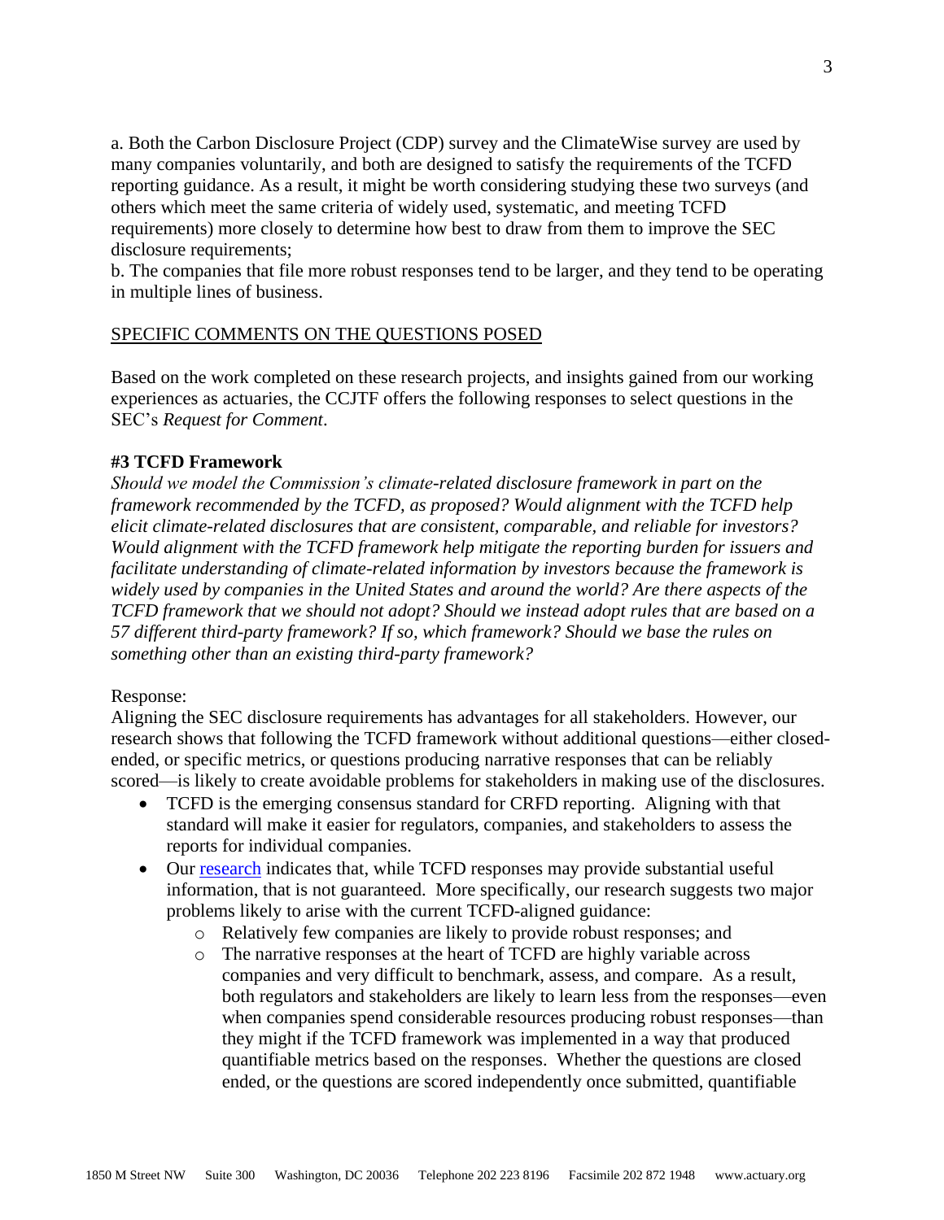a. Both the Carbon Disclosure Project (CDP) survey and the ClimateWise survey are used by many companies voluntarily, and both are designed to satisfy the requirements of the TCFD reporting guidance. As a result, it might be worth considering studying these two surveys (and others which meet the same criteria of widely used, systematic, and meeting TCFD requirements) more closely to determine how best to draw from them to improve the SEC disclosure requirements;

b. The companies that file more robust responses tend to be larger, and they tend to be operating in multiple lines of business.

## SPECIFIC COMMENTS ON THE QUESTIONS POSED

Based on the work completed on these research projects, and insights gained from our working experiences as actuaries, the CCJTF offers the following responses to select questions in the SEC's *Request for Comment*.

### #3 TCFD Framework

*Should we model the Commission's climate-related disclosure framework in part on the framework recommended by the TCFD, as proposed? Would alignment with the TCFD help elicit climate-related disclosures that are consistent, comparable, and reliable for investors? Would alignment with the TCFD framework help mitigate the reporting burden for issuers and facilitate understanding of climate-related information by investors because the framework is widely used by companies in the United States and around the world? Are there aspects of the TCFD framework that we should not adopt? Should we instead adopt rules that are based on a 57 different third-party framework? If so, which framework? Should we base the rules on something other than an existing third-party framework?*

Response:

Aligning the SEC disclosure requirements has advantages for all stakeholders. However, our research shows that following the TCFD framework without additional questions—either closed-ended, or specific metrics, or questions producing narrative responses that can be reliably scored—is likely to create avoidable problems for stakeholders in making use of the disclosures.

- TCFD is the emerging consensus standard for CRFD reporting. Aligning with that standard will make it easier for regulators, companies, and stakeholders to assess the reports for individual companies.
- Our research indicates that, while TCFD responses may provide substantial useful information, that is not guaranteed. More specifically, our research suggests two major problems likely to arise with the current TCFD-aligned guidance:
    - Relatively few companies are likely to provide robust responses; and
    - The narrative responses at the heart of TCFD are highly variable across companies and very difficult to benchmark, assess, and compare. As a result, both regulators and stakeholders are likely to learn less from the responses—even when companies spend considerable resources producing robust responses—than they might if the TCFD framework was implemented in a way that produced quantifiable metrics based on the responses. Whether the questions are closed ended, or the questions are scored independently once submitted, quantifiable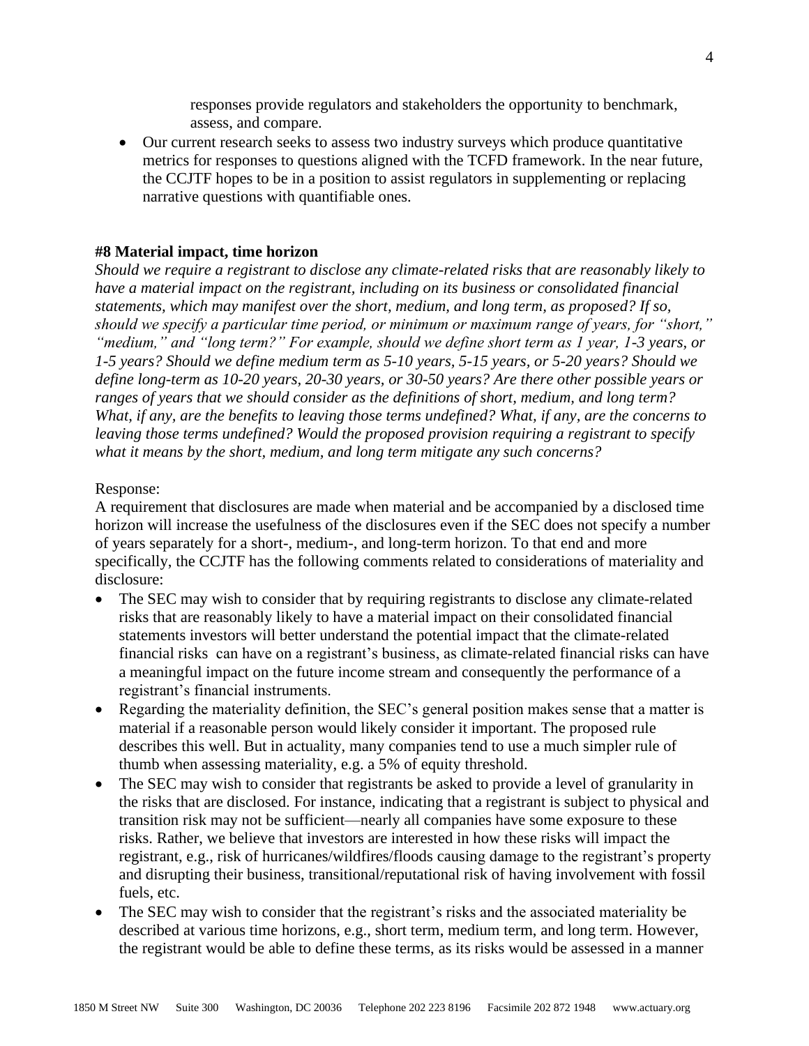responses provide regulators and stakeholders the opportunity to benchmark, assess, and compare.

- Our current research seeks to assess two industry surveys which produce quantitative metrics for responses to questions aligned with the TCFD framework. In the near future, the CCJTF hopes to be in a position to assist regulators in supplementing or replacing narrative questions with quantifiable ones.

**#8 Material impact, time horizon**

*Should we require a registrant to disclose any climate-related risks that are reasonably likely to have a material impact on the registrant, including on its business or consolidated financial statements, which may manifest over the short, medium, and long term, as proposed? If so, should we specify a particular time period, or minimum or maximum range of years, for "short," "medium," and "long term?" For example, should we define short term as 1 year, 1-3 years, or 1-5 years? Should we define medium term as 5-10 years, 5-15 years, or 5-20 years? Should we define long-term as 10-20 years, 20-30 years, or 30-50 years? Are there other possible years or ranges of years that we should consider as the definitions of short, medium, and long term? What, if any, are the benefits to leaving those terms undefined? What, if any, are the concerns to leaving those terms undefined? Would the proposed provision requiring a registrant to specify what it means by the short, medium, and long term mitigate any such concerns?*

Response:

A requirement that disclosures are made when material and be accompanied by a disclosed time horizon will increase the usefulness of the disclosures even if the SEC does not specify a number of years separately for a short-, medium-, and long-term horizon. To that end and more specifically, the CCJTF has the following comments related to considerations of materiality and disclosure:

- The SEC may wish to consider that by requiring registrants to disclose any climate-related risks that are reasonably likely to have a material impact on their consolidated financial statements investors will better understand the potential impact that the climate-related financial risks can have on a registrant's business, as climate-related financial risks can have a meaningful impact on the future income stream and consequently the performance of a registrant's financial instruments.
- Regarding the materiality definition, the SEC's general position makes sense that a matter is material if a reasonable person would likely consider it important. The proposed rule describes this well. But in actuality, many companies tend to use a much simpler rule of thumb when assessing materiality, e.g. a 5% of equity threshold.
- The SEC may wish to consider that registrants be asked to provide a level of granularity in the risks that are disclosed. For instance, indicating that a registrant is subject to physical and transition risk may not be sufficient—nearly all companies have some exposure to these risks. Rather, we believe that investors are interested in how these risks will impact the registrant, e.g., risk of hurricanes/wildfires/floods causing damage to the registrant's property and disrupting their business, transitional/reputational risk of having involvement with fossil fuels, etc.
- The SEC may wish to consider that the registrant's risks and the associated materiality be described at various time horizons, e.g., short term, medium term, and long term. However, the registrant would be able to define these terms, as its risks would be assessed in a manner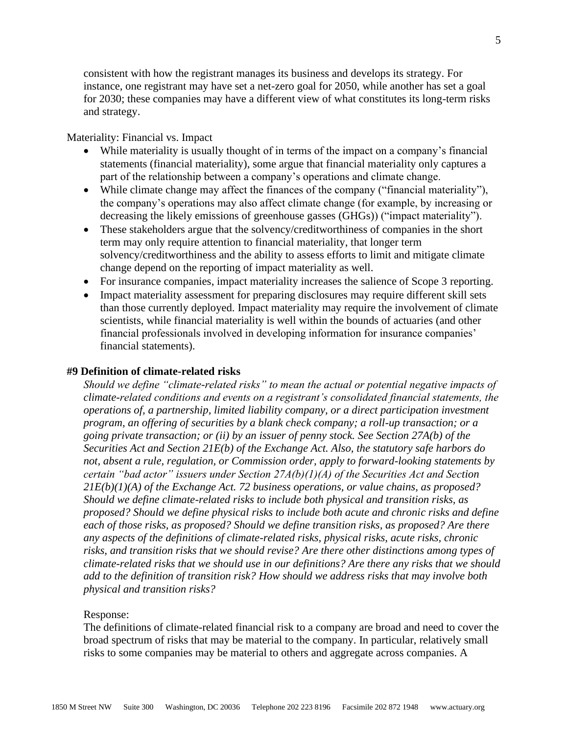consistent with how the registrant manages its business and develops its strategy. For instance, one registrant may have set a net-zero goal for 2050, while another has set a goal for 2030; these companies may have a different view of what constitutes its long-term risks and strategy.

Materiality: Financial vs. Impact

- While materiality is usually thought of in terms of the impact on a company's financial statements (financial materiality), some argue that financial materiality only captures a part of the relationship between a company's operations and climate change.
- While climate change may affect the finances of the company ("financial materiality"), the company's operations may also affect climate change (for example, by increasing or decreasing the likely emissions of greenhouse gasses (GHGs)) ("impact materiality").
- These stakeholders argue that the solvency/creditworthiness of companies in the short term may only require attention to financial materiality, that longer term solvency/creditworthiness and the ability to assess efforts to limit and mitigate climate change depend on the reporting of impact materiality as well.
- For insurance companies, impact materiality increases the salience of Scope 3 reporting.
- Impact materiality assessment for preparing disclosures may require different skill sets than those currently deployed. Impact materiality may require the involvement of climate scientists, while financial materiality is well within the bounds of actuaries (and other financial professionals involved in developing information for insurance companies' financial statements).

**#9 Definition of climate-related risks**

*Should we define "climate-related risks" to mean the actual or potential negative impacts of climate-related conditions and events on a registrant's consolidated financial statements, the operations of, a partnership, limited liability company, or a direct participation investment program, an offering of securities by a blank check company; a roll-up transaction; or a going private transaction; or (ii) by an issuer of penny stock. See Section 27A(b) of the Securities Act and Section 21E(b) of the Exchange Act. Also, the statutory safe harbors do not, absent a rule, regulation, or Commission order, apply to forward-looking statements by certain "bad actor" issuers under Section 27A(b)(1)(A) of the Securities Act and Section 21E(b)(1)(A) of the Exchange Act. 72 business operations, or value chains, as proposed? Should we define climate-related risks to include both physical and transition risks, as proposed? Should we define physical risks to include both acute and chronic risks and define each of those risks, as proposed? Should we define transition risks, as proposed? Are there any aspects of the definitions of climate-related risks, physical risks, acute risks, chronic risks, and transition risks that we should revise? Are there other distinctions among types of climate-related risks that we should use in our definitions? Are there any risks that we should add to the definition of transition risk? How should we address risks that may involve both physical and transition risks?*

Response:

The definitions of climate-related financial risk to a company are broad and need to cover the broad spectrum of risks that may be material to the company. In particular, relatively small risks to some companies may be material to others and aggregate across companies. A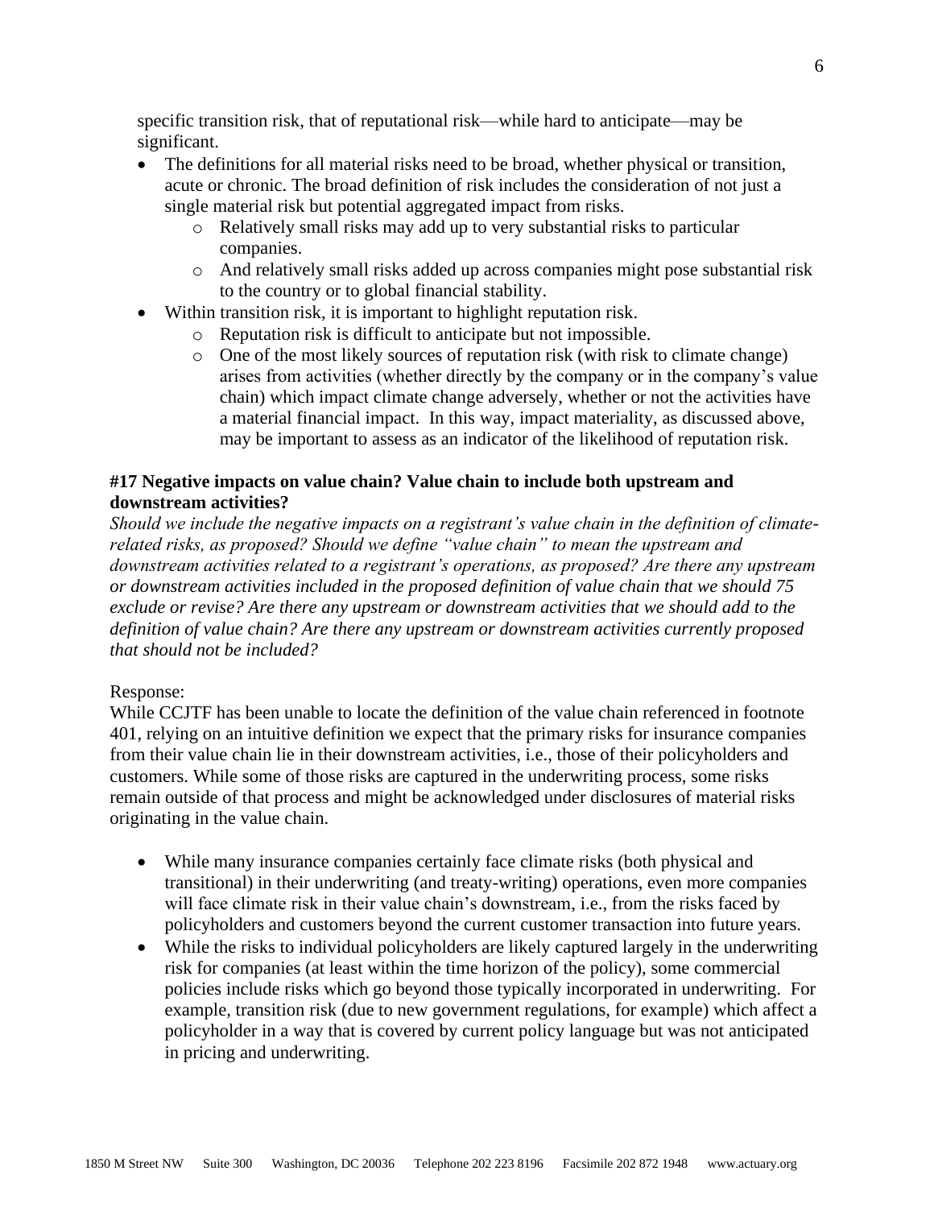specific transition risk, that of reputational risk—while hard to anticipate—may be significant.

- The definitions for all material risks need to be broad, whether physical or transition, acute or chronic. The broad definition of risk includes the consideration of not just a single material risk but potential aggregated impact from risks.
    - Relatively small risks may add up to very substantial risks to particular companies.
    - And relatively small risks added up across companies might pose substantial risk to the country or to global financial stability.
- Within transition risk, it is important to highlight reputation risk.
    - Reputation risk is difficult to anticipate but not impossible.
    - One of the most likely sources of reputation risk (with risk to climate change) arises from activities (whether directly by the company or in the company's value chain) which impact climate change adversely, whether or not the activities have a material financial impact. In this way, impact materiality, as discussed above, may be important to assess as an indicator of the likelihood of reputation risk.

**#17 Negative impacts on value chain? Value chain to include both upstream and downstream activities?**

*Should we include the negative impacts on a registrant's value chain in the definition of climate-related risks, as proposed? Should we define "value chain" to mean the upstream and downstream activities related to a registrant's operations, as proposed? Are there any upstream or downstream activities included in the proposed definition of value chain that we should 75 exclude or revise? Are there any upstream or downstream activities that we should add to the definition of value chain? Are there any upstream or downstream activities currently proposed that should not be included?*

Response:

While CCJTF has been unable to locate the definition of the value chain referenced in footnote 401, relying on an intuitive definition we expect that the primary risks for insurance companies from their value chain lie in their downstream activities, i.e., those of their policyholders and customers. While some of those risks are captured in the underwriting process, some risks remain outside of that process and might be acknowledged under disclosures of material risks originating in the value chain.

- While many insurance companies certainly face climate risks (both physical and transitional) in their underwriting (and treaty-writing) operations, even more companies will face climate risk in their value chain's downstream, i.e., from the risks faced by policyholders and customers beyond the current customer transaction into future years.
- While the risks to individual policyholders are likely captured largely in the underwriting risk for companies (at least within the time horizon of the policy), some commercial policies include risks which go beyond those typically incorporated in underwriting. For example, transition risk (due to new government regulations, for example) which affect a policyholder in a way that is covered by current policy language but was not anticipated in pricing and underwriting.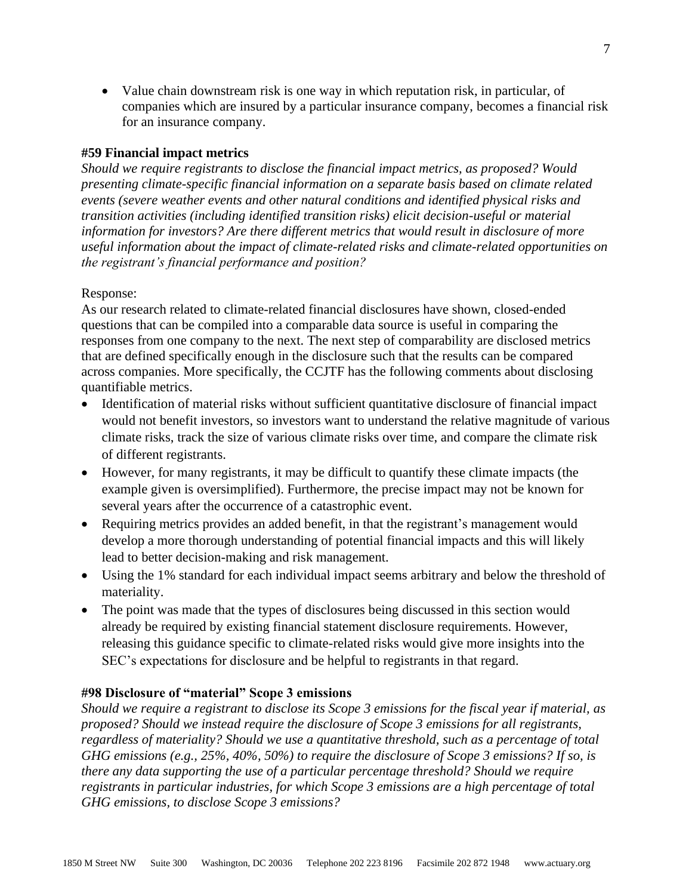- Value chain downstream risk is one way in which reputation risk, in particular, of companies which are insured by a particular insurance company, becomes a financial risk for an insurance company.

**#59 Financial impact metrics**

*Should we require registrants to disclose the financial impact metrics, as proposed? Would presenting climate-specific financial information on a separate basis based on climate related events (severe weather events and other natural conditions and identified physical risks and transition activities (including identified transition risks) elicit decision-useful or material information for investors? Are there different metrics that would result in disclosure of more useful information about the impact of climate-related risks and climate-related opportunities on the registrant's financial performance and position?*

Response:

As our research related to climate-related financial disclosures have shown, closed-ended questions that can be compiled into a comparable data source is useful in comparing the responses from one company to the next. The next step of comparability are disclosed metrics that are defined specifically enough in the disclosure such that the results can be compared across companies. More specifically, the CCJTF has the following comments about disclosing quantifiable metrics.

- Identification of material risks without sufficient quantitative disclosure of financial impact would not benefit investors, so investors want to understand the relative magnitude of various climate risks, track the size of various climate risks over time, and compare the climate risk of different registrants.
- However, for many registrants, it may be difficult to quantify these climate impacts (the example given is oversimplified). Furthermore, the precise impact may not be known for several years after the occurrence of a catastrophic event.
- Requiring metrics provides an added benefit, in that the registrant's management would develop a more thorough understanding of potential financial impacts and this will likely lead to better decision-making and risk management.
- Using the 1% standard for each individual impact seems arbitrary and below the threshold of materiality.
- The point was made that the types of disclosures being discussed in this section would already be required by existing financial statement disclosure requirements. However, releasing this guidance specific to climate-related risks would give more insights into the SEC's expectations for disclosure and be helpful to registrants in that regard.

**#98 Disclosure of "material" Scope 3 emissions**

*Should we require a registrant to disclose its Scope 3 emissions for the fiscal year if material, as proposed? Should we instead require the disclosure of Scope 3 emissions for all registrants, regardless of materiality? Should we use a quantitative threshold, such as a percentage of total GHG emissions (e.g., 25%, 40%, 50%) to require the disclosure of Scope 3 emissions? If so, is there any data supporting the use of a particular percentage threshold? Should we require registrants in particular industries, for which Scope 3 emissions are a high percentage of total GHG emissions, to disclose Scope 3 emissions?*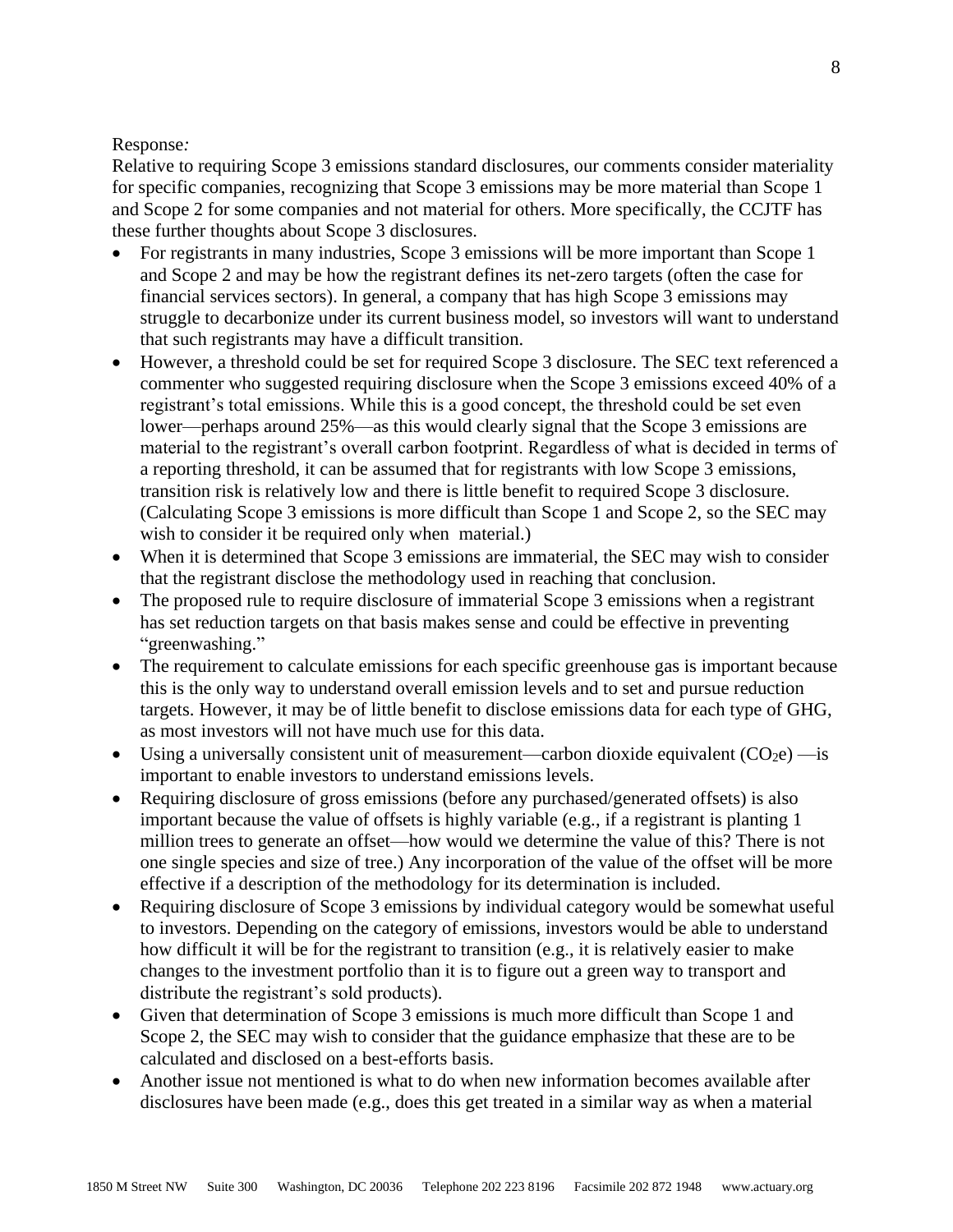Response*:*
Relative to requiring Scope 3 emissions standard disclosures, our comments consider materiality for specific companies, recognizing that Scope 3 emissions may be more material than Scope 1 and Scope 2 for some companies and not material for others. More specifically, the CCJTF has these further thoughts about Scope 3 disclosures.

- For registrants in many industries, Scope 3 emissions will be more important than Scope 1 and Scope 2 and may be how the registrant defines its net-zero targets (often the case for financial services sectors). In general, a company that has high Scope 3 emissions may struggle to decarbonize under its current business model, so investors will want to understand that such registrants may have a difficult transition.
- However, a threshold could be set for required Scope 3 disclosure. The SEC text referenced a commenter who suggested requiring disclosure when the Scope 3 emissions exceed 40% of a registrant's total emissions. While this is a good concept, the threshold could be set even lower—perhaps around 25%—as this would clearly signal that the Scope 3 emissions are material to the registrant's overall carbon footprint. Regardless of what is decided in terms of a reporting threshold, it can be assumed that for registrants with low Scope 3 emissions, transition risk is relatively low and there is little benefit to required Scope 3 disclosure. (Calculating Scope 3 emissions is more difficult than Scope 1 and Scope 2, so the SEC may wish to consider it be required only when material.)
- When it is determined that Scope 3 emissions are immaterial, the SEC may wish to consider that the registrant disclose the methodology used in reaching that conclusion.
- The proposed rule to require disclosure of immaterial Scope 3 emissions when a registrant has set reduction targets on that basis makes sense and could be effective in preventing "greenwashing."
- The requirement to calculate emissions for each specific greenhouse gas is important because this is the only way to understand overall emission levels and to set and pursue reduction targets. However, it may be of little benefit to disclose emissions data for each type of GHG, as most investors will not have much use for this data.
- Using a universally consistent unit of measurement—carbon dioxide equivalent ($CO_2e$) —is important to enable investors to understand emissions levels.
- Requiring disclosure of gross emissions (before any purchased/generated offsets) is also important because the value of offsets is highly variable (e.g., if a registrant is planting 1 million trees to generate an offset—how would we determine the value of this? There is not one single species and size of tree.) Any incorporation of the value of the offset will be more effective if a description of the methodology for its determination is included.
- Requiring disclosure of Scope 3 emissions by individual category would be somewhat useful to investors. Depending on the category of emissions, investors would be able to understand how difficult it will be for the registrant to transition (e.g., it is relatively easier to make changes to the investment portfolio than it is to figure out a green way to transport and distribute the registrant's sold products).
- Given that determination of Scope 3 emissions is much more difficult than Scope 1 and Scope 2, the SEC may wish to consider that the guidance emphasize that these are to be calculated and disclosed on a best-efforts basis.
- Another issue not mentioned is what to do when new information becomes available after disclosures have been made (e.g., does this get treated in a similar way as when a material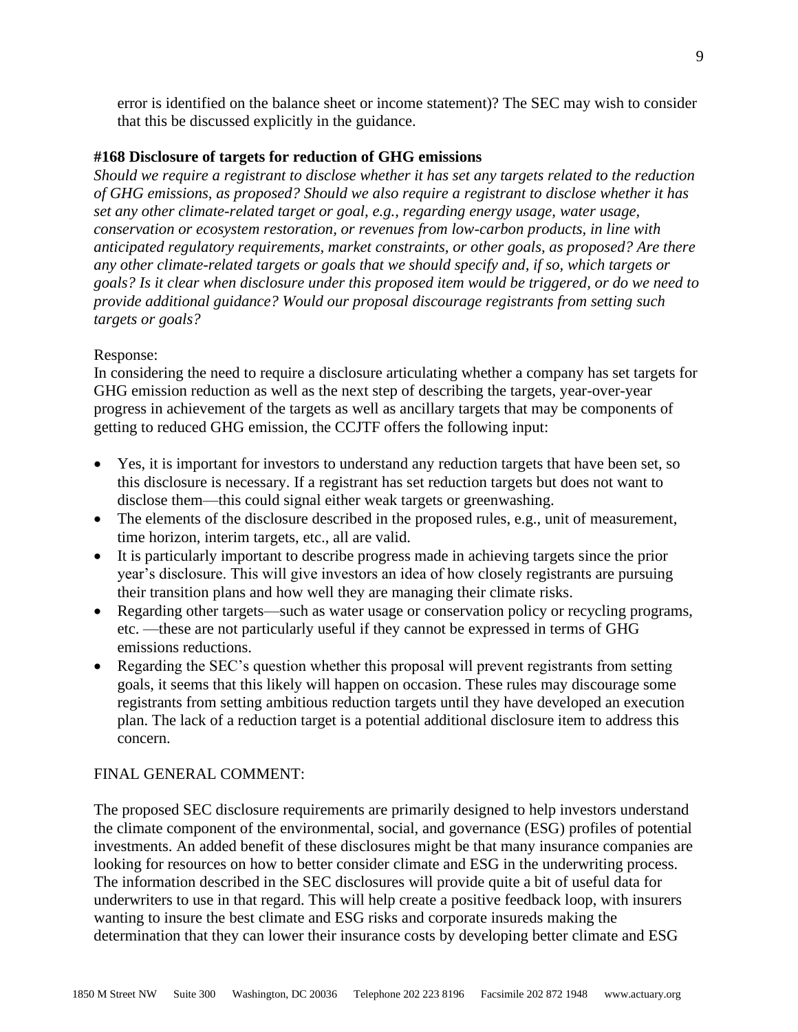error is identified on the balance sheet or income statement)? The SEC may wish to consider that this be discussed explicitly in the guidance.

**#168 Disclosure of targets for reduction of GHG emissions**

*Should we require a registrant to disclose whether it has set any targets related to the reduction of GHG emissions, as proposed? Should we also require a registrant to disclose whether it has set any other climate-related target or goal, e.g., regarding energy usage, water usage, conservation or ecosystem restoration, or revenues from low-carbon products, in line with anticipated regulatory requirements, market constraints, or other goals, as proposed? Are there any other climate-related targets or goals that we should specify and, if so, which targets or goals? Is it clear when disclosure under this proposed item would be triggered, or do we need to provide additional guidance? Would our proposal discourage registrants from setting such targets or goals?*

Response:

In considering the need to require a disclosure articulating whether a company has set targets for GHG emission reduction as well as the next step of describing the targets, year-over-year progress in achievement of the targets as well as ancillary targets that may be components of getting to reduced GHG emission, the CCJTF offers the following input:

- Yes, it is important for investors to understand any reduction targets that have been set, so this disclosure is necessary. If a registrant has set reduction targets but does not want to disclose them—this could signal either weak targets or greenwashing.
- The elements of the disclosure described in the proposed rules, e.g., unit of measurement, time horizon, interim targets, etc., all are valid.
- It is particularly important to describe progress made in achieving targets since the prior year's disclosure. This will give investors an idea of how closely registrants are pursuing their transition plans and how well they are managing their climate risks.
- Regarding other targets—such as water usage or conservation policy or recycling programs, etc. —these are not particularly useful if they cannot be expressed in terms of GHG emissions reductions.
- Regarding the SEC's question whether this proposal will prevent registrants from setting goals, it seems that this likely will happen on occasion. These rules may discourage some registrants from setting ambitious reduction targets until they have developed an execution plan. The lack of a reduction target is a potential additional disclosure item to address this concern.

FINAL GENERAL COMMENT:

The proposed SEC disclosure requirements are primarily designed to help investors understand the climate component of the environmental, social, and governance (ESG) profiles of potential investments. An added benefit of these disclosures might be that many insurance companies are looking for resources on how to better consider climate and ESG in the underwriting process. The information described in the SEC disclosures will provide quite a bit of useful data for underwriters to use in that regard. This will help create a positive feedback loop, with insurers wanting to insure the best climate and ESG risks and corporate insureds making the determination that they can lower their insurance costs by developing better climate and ESG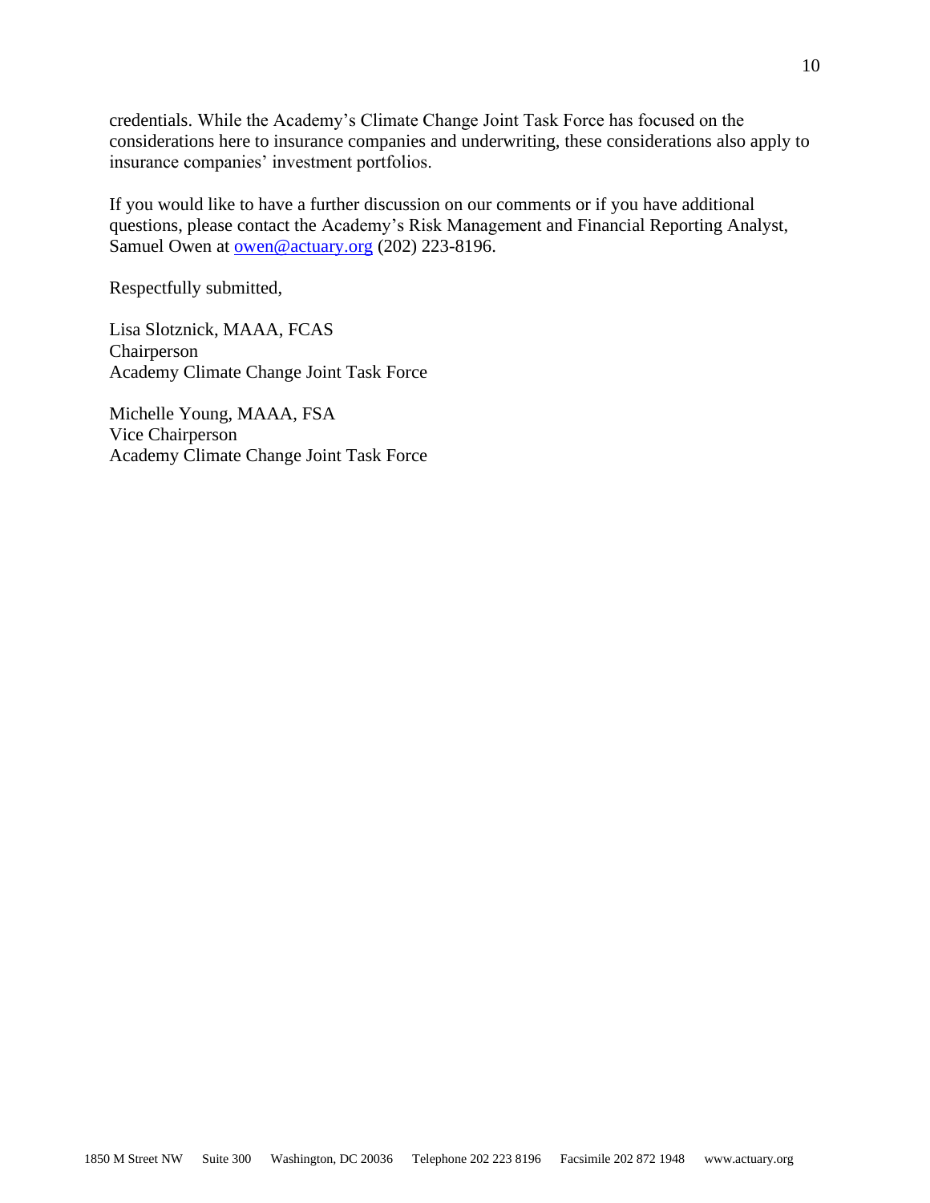credentials. While the Academy's Climate Change Joint Task Force has focused on the considerations here to insurance companies and underwriting, these considerations also apply to insurance companies' investment portfolios.

If you would like to have a further discussion on our comments or if you have additional questions, please contact the Academy's Risk Management and Financial Reporting Analyst, Samuel Owen at owen@actuary.org (202) 223-8196.

Respectfully submitted,

Lisa Slotznick, MAAA, FCAS
Chairperson
Academy Climate Change Joint Task Force

Michelle Young, MAAA, FSA
Vice Chairperson
Academy Climate Change Joint Task Force